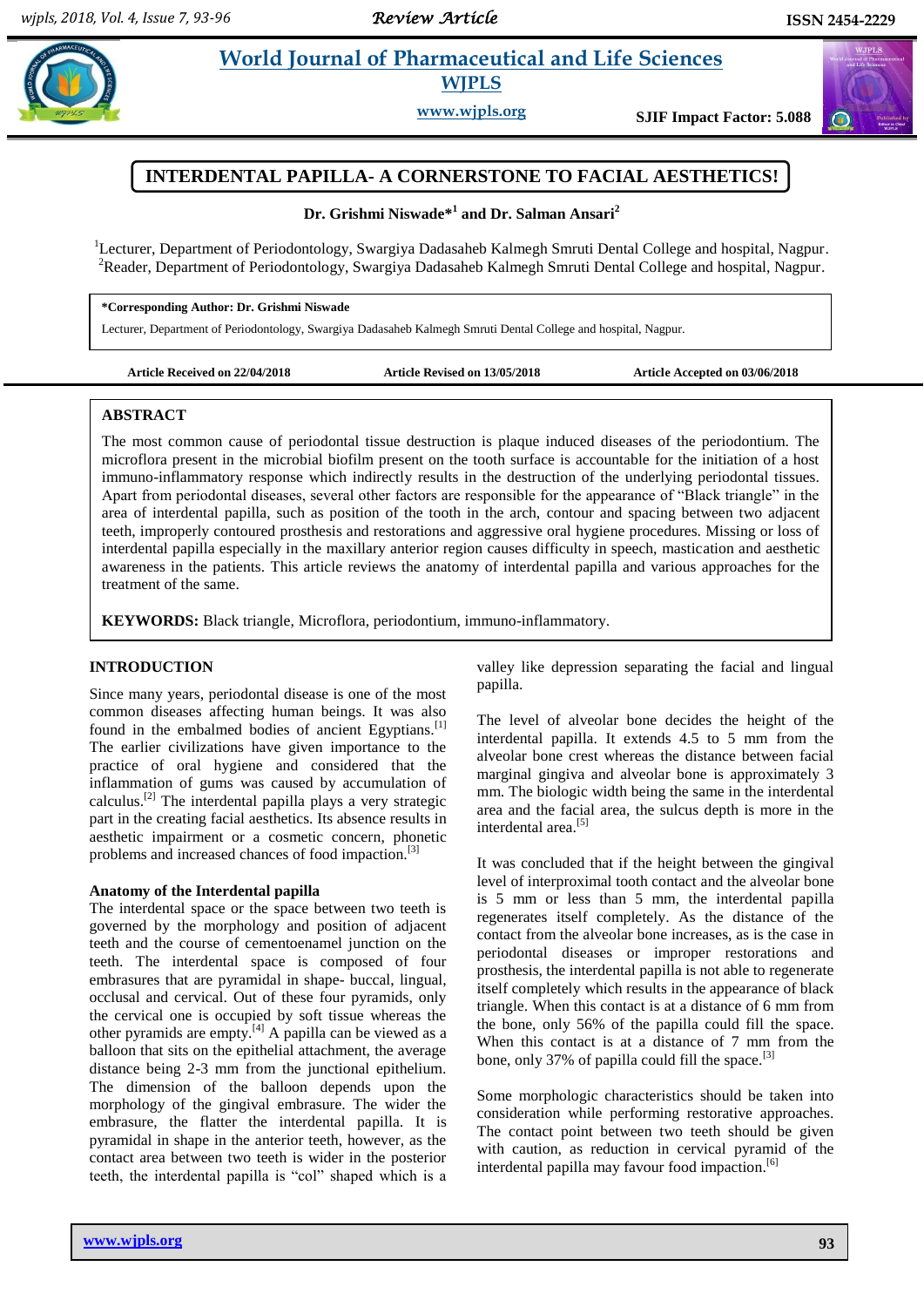# INTERDENTAL PAPILLA- A CORNERSTONE TO FACIAL AESTHETICS!

**Dr. Grishmi Niswade*[1] and Dr. Salman Ansari[2]**

[1]Lecturer, Department of Periodontology, Swargiya Dadasaheb Kalmegh Smruti Dental College and hospital, Nagpur.
[2]Reader, Department of Periodontology, Swargiya Dadasaheb Kalmegh Smruti Dental College and hospital, Nagpur.

**\*Corresponding Author: Dr. Grishmi Niswade**
Lecturer, Department of Periodontology, Swargiya Dadasaheb Kalmegh Smruti Dental College and hospital, Nagpur.

**Article Received on 22/04/2018** **Article Revised on 13/05/2018** **Article Accepted on 03/06/2018**

## ABSTRACT

The most common cause of periodontal tissue destruction is plaque induced diseases of the periodontium. The microflora present in the microbial biofilm present on the tooth surface is accountable for the initiation of a host immuno-inflammatory response which indirectly results in the destruction of the underlying periodontal tissues. Apart from periodontal diseases, several other factors are responsible for the appearance of "Black triangle" in the area of interdental papilla, such as position of the tooth in the arch, contour and spacing between two adjacent teeth, improperly contoured prosthesis and restorations and aggressive oral hygiene procedures. Missing or loss of interdental papilla especially in the maxillary anterior region causes difficulty in speech, mastication and aesthetic awareness in the patients. This article reviews the anatomy of interdental papilla and various approaches for the treatment of the same.

**KEYWORDS:** Black triangle, Microflora, periodontium, immuno-inflammatory.

## INTRODUCTION

Since many years, periodontal disease is one of the most common diseases affecting human beings. It was also found in the embalmed bodies of ancient Egyptians.[1] The earlier civilizations have given importance to the practice of oral hygiene and considered that the inflammation of gums was caused by accumulation of calculus.[2] The interdental papilla plays a very strategic part in the creating facial aesthetics. Its absence results in aesthetic impairment or a cosmetic concern, phonetic problems and increased chances of food impaction.[3]

### Anatomy of the Interdental papilla

The interdental space or the space between two teeth is governed by the morphology and position of adjacent teeth and the course of cementoenamel junction on the teeth. The interdental space is composed of four embrasures that are pyramidal in shape- buccal, lingual, occlusal and cervical. Out of these four pyramids, only the cervical one is occupied by soft tissue whereas the other pyramids are empty.[4] A papilla can be viewed as a balloon that sits on the epithelial attachment, the average distance being 2-3 mm from the junctional epithelium. The dimension of the balloon depends upon the morphology of the gingival embrasure. The wider the embrasure, the flatter the interdental papilla. It is pyramidal in shape in the anterior teeth, however, as the contact area between two teeth is wider in the posterior teeth, the interdental papilla is "col" shaped which is a valley like depression separating the facial and lingual papilla.

The level of alveolar bone decides the height of the interdental papilla. It extends 4.5 to 5 mm from the alveolar bone crest whereas the distance between facial marginal gingiva and alveolar bone is approximately 3 mm. The biologic width being the same in the interdental area and the facial area, the sulcus depth is more in the interdental area.[5]

It was concluded that if the height between the gingival level of interproximal tooth contact and the alveolar bone is 5 mm or less than 5 mm, the interdental papilla regenerates itself completely. As the distance of the contact from the alveolar bone increases, as is the case in periodontal diseases or improper restorations and prosthesis, the interdental papilla is not able to regenerate itself completely which results in the appearance of black triangle. When this contact is at a distance of 6 mm from the bone, only 56% of the papilla could fill the space. When this contact is at a distance of 7 mm from the bone, only 37% of papilla could fill the space.[3]

Some morphologic characteristics should be taken into consideration while performing restorative approaches. The contact point between two teeth should be given with caution, as reduction in cervical pyramid of the interdental papilla may favour food impaction.[6]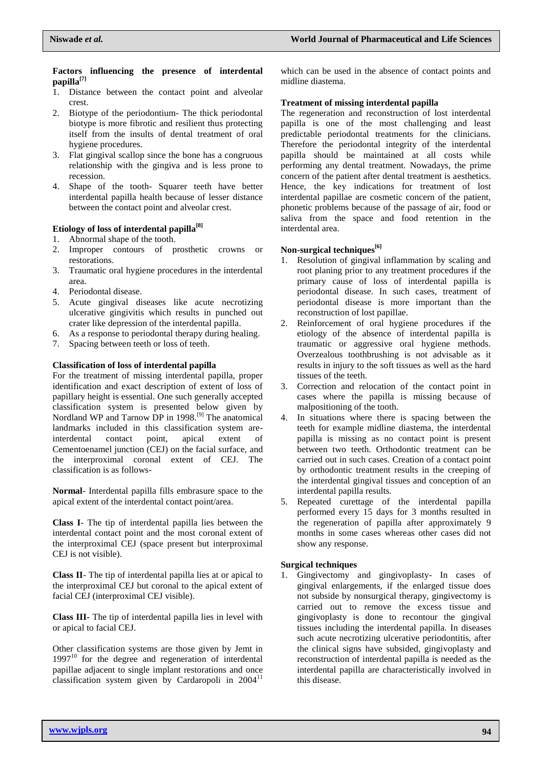### Factors influencing the presence of interdental papilla[7]

1. Distance between the contact point and alveolar crest.
2. Biotype of the periodontium- The thick periodontal biotype is more fibrotic and resilient thus protecting itself from the insults of dental treatment of oral hygiene procedures.
3. Flat gingival scallop since the bone has a congruous relationship with the gingiva and is less prone to recession.
4. Shape of the tooth- Squarer teeth have better interdental papilla health because of lesser distance between the contact point and alveolar crest.

### Etiology of loss of interdental papilla[8]

1. Abnormal shape of the tooth.
2. Improper contours of prosthetic crowns or restorations.
3. Traumatic oral hygiene procedures in the interdental area.
4. Periodontal disease.
5. Acute gingival diseases like acute necrotizing ulcerative gingivitis which results in punched out crater like depression of the interdental papilla.
6. As a response to periodontal therapy during healing.
7. Spacing between teeth or loss of teeth.

### Classification of loss of interdental papilla

For the treatment of missing interdental papilla, proper identification and exact description of extent of loss of papillary height is essential. One such generally accepted classification system is presented below given by Nordland WP and Tarnow DP in 1998.[9] The anatomical landmarks included in this classification system are- interdental contact point, apical extent of Cementoenamel junction (CEJ) on the facial surface, and the interproximal coronal extent of CEJ. The classification is as follows-

**Normal**- Interdental papilla fills embrasure space to the apical extent of the interdental contact point/area.

**Class I**- The tip of interdental papilla lies between the interdental contact point and the most coronal extent of the interproximal CEJ (space present but interproximal CEJ is not visible).

**Class II**- The tip of interdental papilla lies at or apical to the interproximal CEJ but coronal to the apical extent of facial CEJ (interproximal CEJ visible).

**Class III**- The tip of interdental papilla lies in level with or apical to facial CEJ.

Other classification systems are those given by Jemt in 1997[10] for the degree and regeneration of interdental papillae adjacent to single implant restorations and once classification system given by Cardaropoli in 2004[11] which can be used in the absence of contact points and midline diastema.

### Treatment of missing interdental papilla

The regeneration and reconstruction of lost interdental papilla is one of the most challenging and least predictable periodontal treatments for the clinicians. Therefore the periodontal integrity of the interdental papilla should be maintained at all costs while performing any dental treatment. Nowadays, the prime concern of the patient after dental treatment is aesthetics. Hence, the key indications for treatment of lost interdental papillae are cosmetic concern of the patient, phonetic problems because of the passage of air, food or saliva from the space and food retention in the interdental area.

### Non-surgical techniques[6]

1. Resolution of gingival inflammation by scaling and root planing prior to any treatment procedures if the primary cause of loss of interdental papilla is periodontal disease. In such cases, treatment of periodontal disease is more important than the reconstruction of lost papillae.
2. Reinforcement of oral hygiene procedures if the etiology of the absence of interdental papilla is traumatic or aggressive oral hygiene methods. Overzealous toothbrushing is not advisable as it results in injury to the soft tissues as well as the hard tissues of the teeth.
3. Correction and relocation of the contact point in cases where the papilla is missing because of malpositioning of the tooth.
4. In situations where there is spacing between the teeth for example midline diastema, the interdental papilla is missing as no contact point is present between two teeth. Orthodontic treatment can be carried out in such cases. Creation of a contact point by orthodontic treatment results in the creeping of the interdental gingival tissues and conception of an interdental papilla results.
5. Repeated curettage of the interdental papilla performed every 15 days for 3 months resulted in the regeneration of papilla after approximately 9 months in some cases whereas other cases did not show any response.

### Surgical techniques

1. Gingivectomy and gingivoplasty- In cases of gingival enlargements, if the enlarged tissue does not subside by nonsurgical therapy, gingivectomy is carried out to remove the excess tissue and gingivoplasty is done to recontour the gingival tissues including the interdental papilla. In diseases such acute necrotizing ulcerative periodontitis, after the clinical signs have subsided, gingivoplasty and reconstruction of interdental papilla is needed as the interdental papilla are characteristically involved in this disease.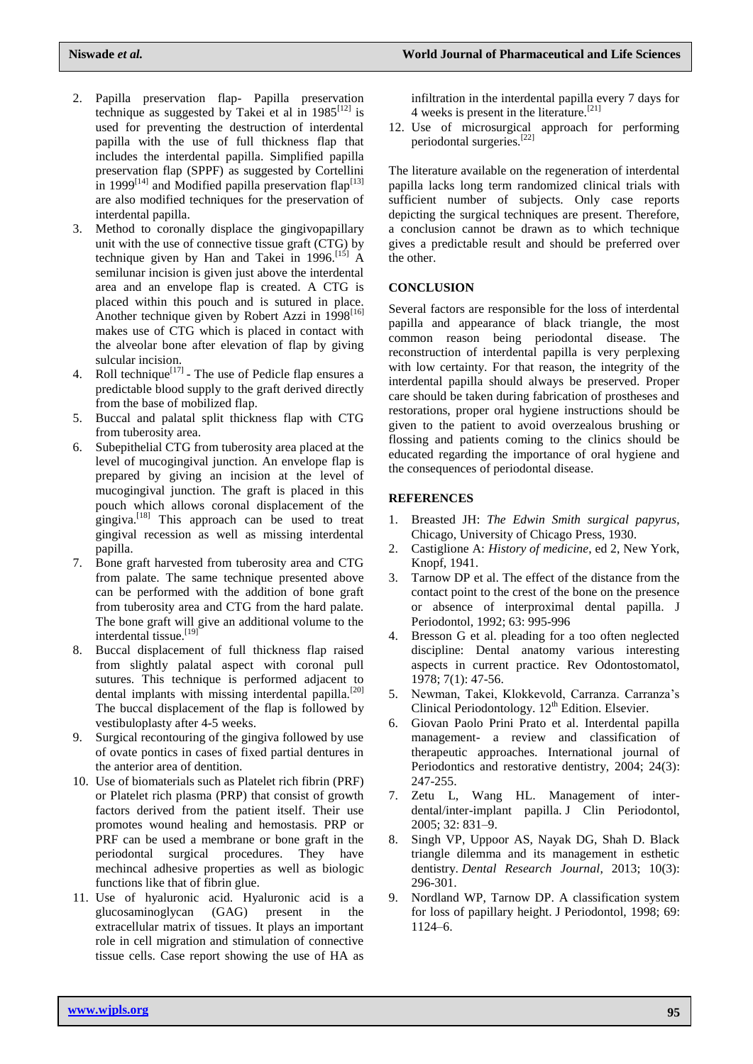2. Papilla preservation flap- Papilla preservation technique as suggested by Takei et al in 1985[12] is used for preventing the destruction of interdental papilla with the use of full thickness flap that includes the interdental papilla. Simplified papilla preservation flap (SPPF) as suggested by Cortellini in 1999[14] and Modified papilla preservation flap[13] are also modified techniques for the preservation of interdental papilla.
3. Method to coronally displace the gingivopapillary unit with the use of connective tissue graft (CTG) by technique given by Han and Takei in 1996.[15] A semilunar incision is given just above the interdental area and an envelope flap is created. A CTG is placed within this pouch and is sutured in place. Another technique given by Robert Azzi in 1998[16] makes use of CTG which is placed in contact with the alveolar bone after elevation of flap by giving sulcular incision.
4. Roll technique[17] - The use of Pedicle flap ensures a predictable blood supply to the graft derived directly from the base of mobilized flap.
5. Buccal and palatal split thickness flap with CTG from tuberosity area.
6. Subepithelial CTG from tuberosity area placed at the level of mucogingival junction. An envelope flap is prepared by giving an incision at the level of mucogingival junction. The graft is placed in this pouch which allows coronal displacement of the gingiva.[18] This approach can be used to treat gingival recession as well as missing interdental papilla.
7. Bone graft harvested from tuberosity area and CTG from palate. The same technique presented above can be performed with the addition of bone graft from tuberosity area and CTG from the hard palate. The bone graft will give an additional volume to the interdental tissue.[19]
8. Buccal displacement of full thickness flap raised from slightly palatal aspect with coronal pull sutures. This technique is performed adjacent to dental implants with missing interdental papilla.[20] The buccal displacement of the flap is followed by vestibuloplasty after 4-5 weeks.
9. Surgical recontouring of the gingiva followed by use of ovate pontics in cases of fixed partial dentures in the anterior area of dentition.
10. Use of biomaterials such as Platelet rich fibrin (PRF) or Platelet rich plasma (PRP) that consist of growth factors derived from the patient itself. Their use promotes wound healing and hemostasis. PRP or PRF can be used a membrane or bone graft in the periodontal surgical procedures. They have mechincal adhesive properties as well as biologic functions like that of fibrin glue.
11. Use of hyaluronic acid. Hyaluronic acid is a glucosaminoglycan (GAG) present in the extracellular matrix of tissues. It plays an important role in cell migration and stimulation of connective tissue cells. Case report showing the use of HA as infiltration in the interdental papilla every 7 days for 4 weeks is present in the literature.[21]
12. Use of microsurgical approach for performing periodontal surgeries.[22]

The literature available on the regeneration of interdental papilla lacks long term randomized clinical trials with sufficient number of subjects. Only case reports depicting the surgical techniques are present. Therefore, a conclusion cannot be drawn as to which technique gives a predictable result and should be preferred over the other.

## CONCLUSION

Several factors are responsible for the loss of interdental papilla and appearance of black triangle, the most common reason being periodontal disease. The reconstruction of interdental papilla is very perplexing with low certainty. For that reason, the integrity of the interdental papilla should always be preserved. Proper care should be taken during fabrication of prostheses and restorations, proper oral hygiene instructions should be given to the patient to avoid overzealous brushing or flossing and patients coming to the clinics should be educated regarding the importance of oral hygiene and the consequences of periodontal disease.

## REFERENCES

1. Breasted JH: *The Edwin Smith surgical papyrus*, Chicago, University of Chicago Press, 1930.
2. Castiglione A: *History of medicine*, ed 2, New York, Knopf, 1941.
3. Tarnow DP et al. The effect of the distance from the contact point to the crest of the bone on the presence or absence of interproximal dental papilla. J Periodontol, 1992; 63: 995-996
4. Bresson G et al. pleading for a too often neglected discipline: Dental anatomy various interesting aspects in current practice. Rev Odontostomatol, 1978; 7(1): 47-56.
5. Newman, Takei, Klokkevold, Carranza. Carranza's Clinical Periodontology. 12th Edition. Elsevier.
6. Giovan Paolo Prini Prato et al. Interdental papilla management- a review and classification of therapeutic approaches. International journal of Periodontics and restorative dentistry, 2004; 24(3): 247-255.
7. Zetu L, Wang HL. Management of inter-dental/inter-implant papilla. J Clin Periodontol, 2005; 32: 831–9.
8. Singh VP, Uppoor AS, Nayak DG, Shah D. Black triangle dilemma and its management in esthetic dentistry. *Dental Research Journal*, 2013; 10(3): 296-301.
9. Nordland WP, Tarnow DP. A classification system for loss of papillary height. J Periodontol, 1998; 69: 1124–6.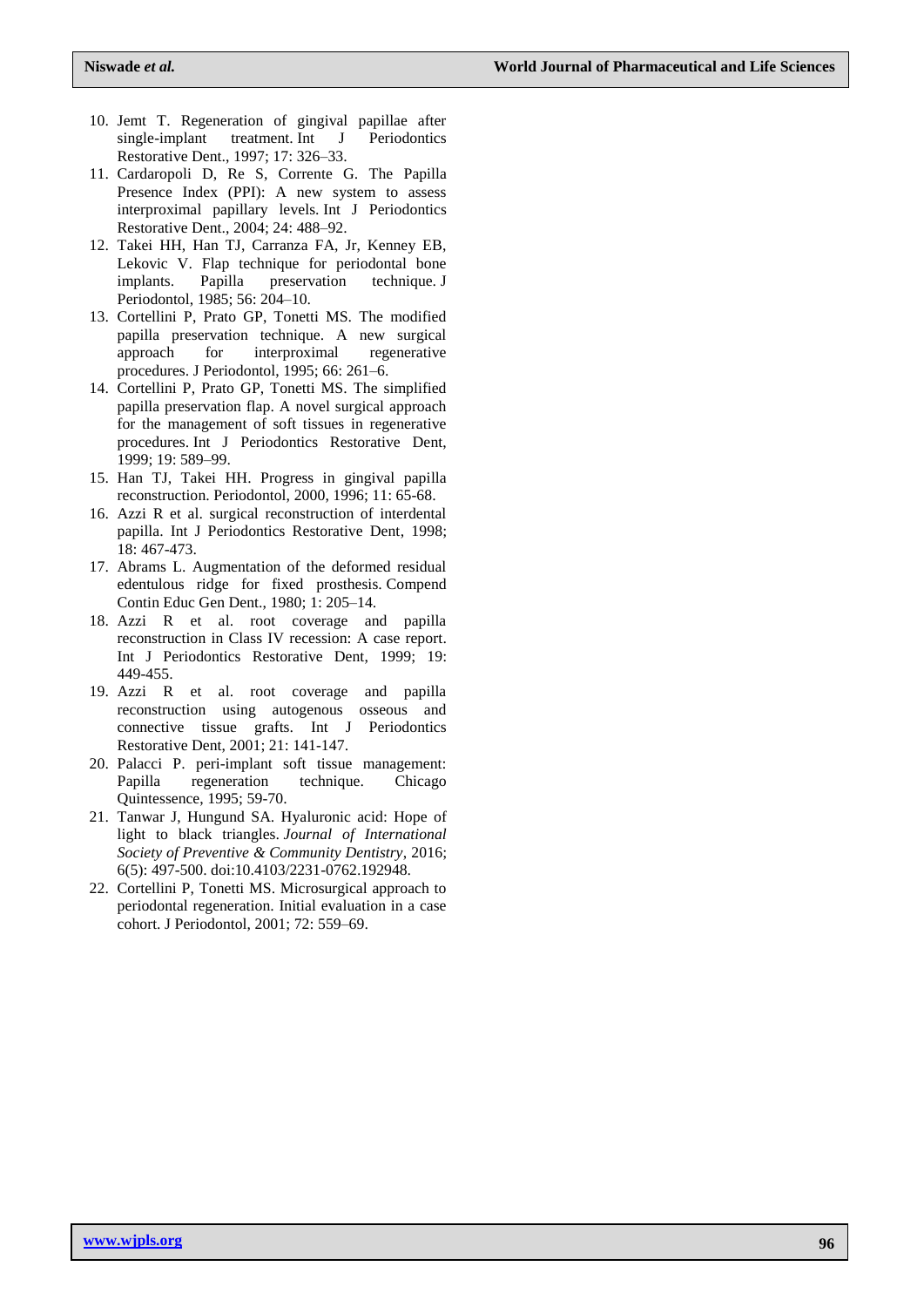10. Jemt T. Regeneration of gingival papillae after single-implant treatment. Int J Periodontics Restorative Dent., 1997; 17: 326–33.
11. Cardaropoli D, Re S, Corrente G. The Papilla Presence Index (PPI): A new system to assess interproximal papillary levels. Int J Periodontics Restorative Dent., 2004; 24: 488–92.
12. Takei HH, Han TJ, Carranza FA, Jr, Kenney EB, Lekovic V. Flap technique for periodontal bone implants. Papilla preservation technique. J Periodontol, 1985; 56: 204–10.
13. Cortellini P, Prato GP, Tonetti MS. The modified papilla preservation technique. A new surgical approach for interproximal regenerative procedures. J Periodontol, 1995; 66: 261–6.
14. Cortellini P, Prato GP, Tonetti MS. The simplified papilla preservation flap. A novel surgical approach for the management of soft tissues in regenerative procedures. Int J Periodontics Restorative Dent, 1999; 19: 589–99.
15. Han TJ, Takei HH. Progress in gingival papilla reconstruction. Periodontol, 2000, 1996; 11: 65-68.
16. Azzi R et al. surgical reconstruction of interdental papilla. Int J Periodontics Restorative Dent, 1998; 18: 467-473.
17. Abrams L. Augmentation of the deformed residual edentulous ridge for fixed prosthesis. Compend Contin Educ Gen Dent., 1980; 1: 205–14.
18. Azzi R et al. root coverage and papilla reconstruction in Class IV recession: A case report. Int J Periodontics Restorative Dent, 1999; 19: 449-455.
19. Azzi R et al. root coverage and papilla reconstruction using autogenous osseous and connective tissue grafts. Int J Periodontics Restorative Dent, 2001; 21: 141-147.
20. Palacci P. peri-implant soft tissue management: Papilla regeneration technique. Chicago Quintessence, 1995; 59-70.
21. Tanwar J, Hungund SA. Hyaluronic acid: Hope of light to black triangles. *Journal of International Society of Preventive & Community Dentistry*, 2016; 6(5): 497-500. doi:10.4103/2231-0762.192948.
22. Cortellini P, Tonetti MS. Microsurgical approach to periodontal regeneration. Initial evaluation in a case cohort. J Periodontol, 2001; 72: 559–69.